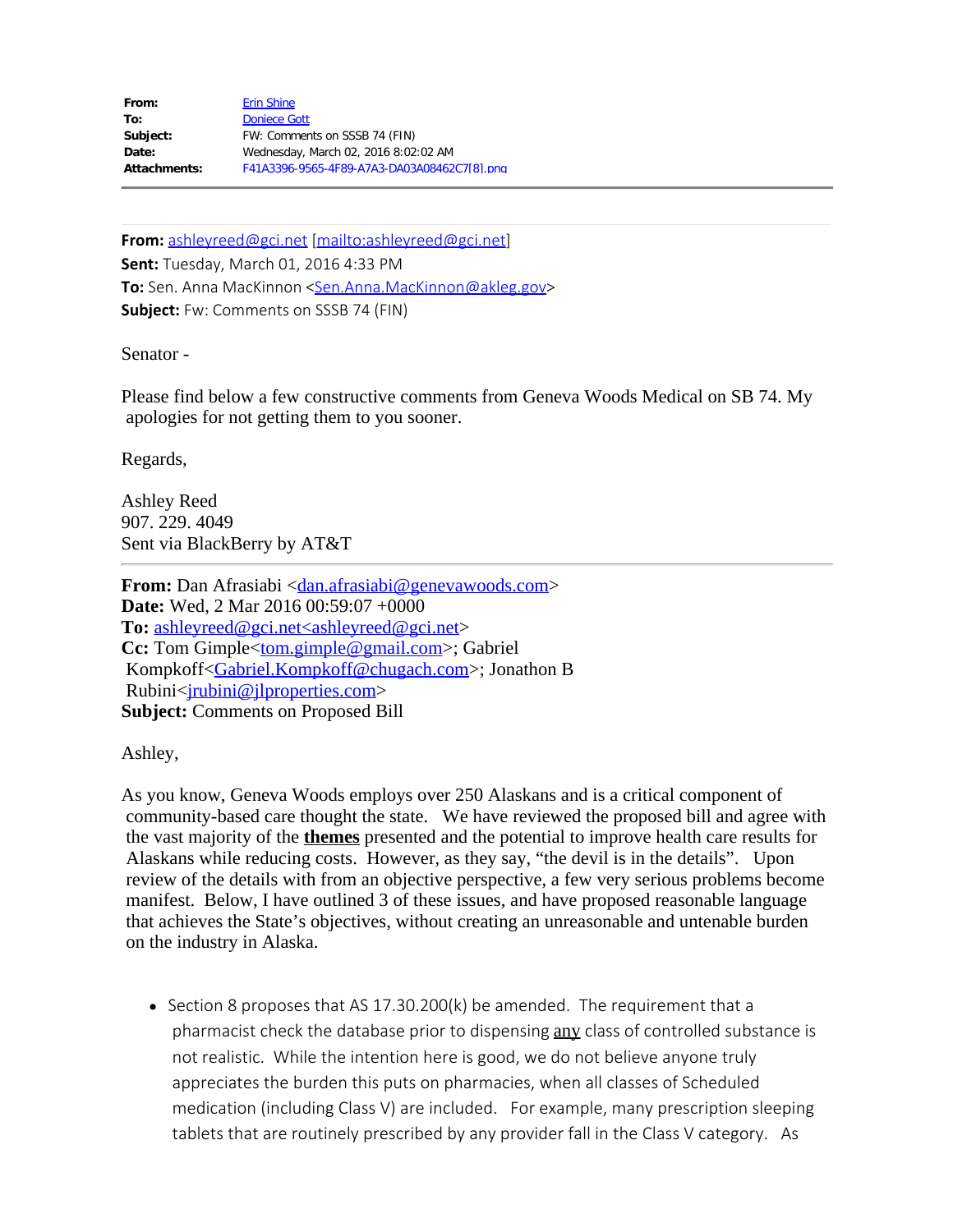| | |
|---|---|
| **From:** | Erin Shine |
| **To:** | Doniece Gott |
| **Subject:** | FW: Comments on SSSB 74 (FIN) |
| **Date:** | Wednesday, March 02, 2016 8:02:02 AM |
| **Attachments:** | F41A3396-9565-4F89-A7A3-DA03A08462C7[8].png |

---

**From:** ashleyreed@gci.net [mailto:ashleyreed@gci.net]
**Sent:** Tuesday, March 01, 2016 4:33 PM
**To:** Sen. Anna MacKinnon <Sen.Anna.MacKinnon@akleg.gov>
**Subject:** Fw: Comments on SSSB 74 (FIN)

Senator -

Please find below a few constructive comments from Geneva Woods Medical on SB 74. My apologies for not getting them to you sooner.

Regards,

Ashley Reed
907. 229. 4049
Sent via BlackBerry by AT&T

---

**From:** Dan Afrasiabi <dan.afrasiabi@genevawoods.com>
**Date:** Wed, 2 Mar 2016 00:59:07 +0000
**To:** ashleyreed@gci.net<ashleyreed@gci.net>
**Cc:** Tom Gimple<tom.gimple@gmail.com>; Gabriel Kompkoff<Gabriel.Kompkoff@chugach.com>; Jonathon B Rubini<jrubini@jlproperties.com>
**Subject:** Comments on Proposed Bill

Ashley,

As you know, Geneva Woods employs over 250 Alaskans and is a critical component of community-based care thought the state. We have reviewed the proposed bill and agree with the vast majority of the **themes** presented and the potential to improve health care results for Alaskans while reducing costs. However, as they say, "the devil is in the details". Upon review of the details with from an objective perspective, a few very serious problems become manifest. Below, I have outlined 3 of these issues, and have proposed reasonable language that achieves the State's objectives, without creating an unreasonable and untenable burden on the industry in Alaska.

- Section 8 proposes that AS 17.30.200(k) be amended. The requirement that a pharmacist check the database prior to dispensing any class of controlled substance is not realistic. While the intention here is good, we do not believe anyone truly appreciates the burden this puts on pharmacies, when all classes of Scheduled medication (including Class V) are included. For example, many prescription sleeping tablets that are routinely prescribed by any provider fall in the Class V category. As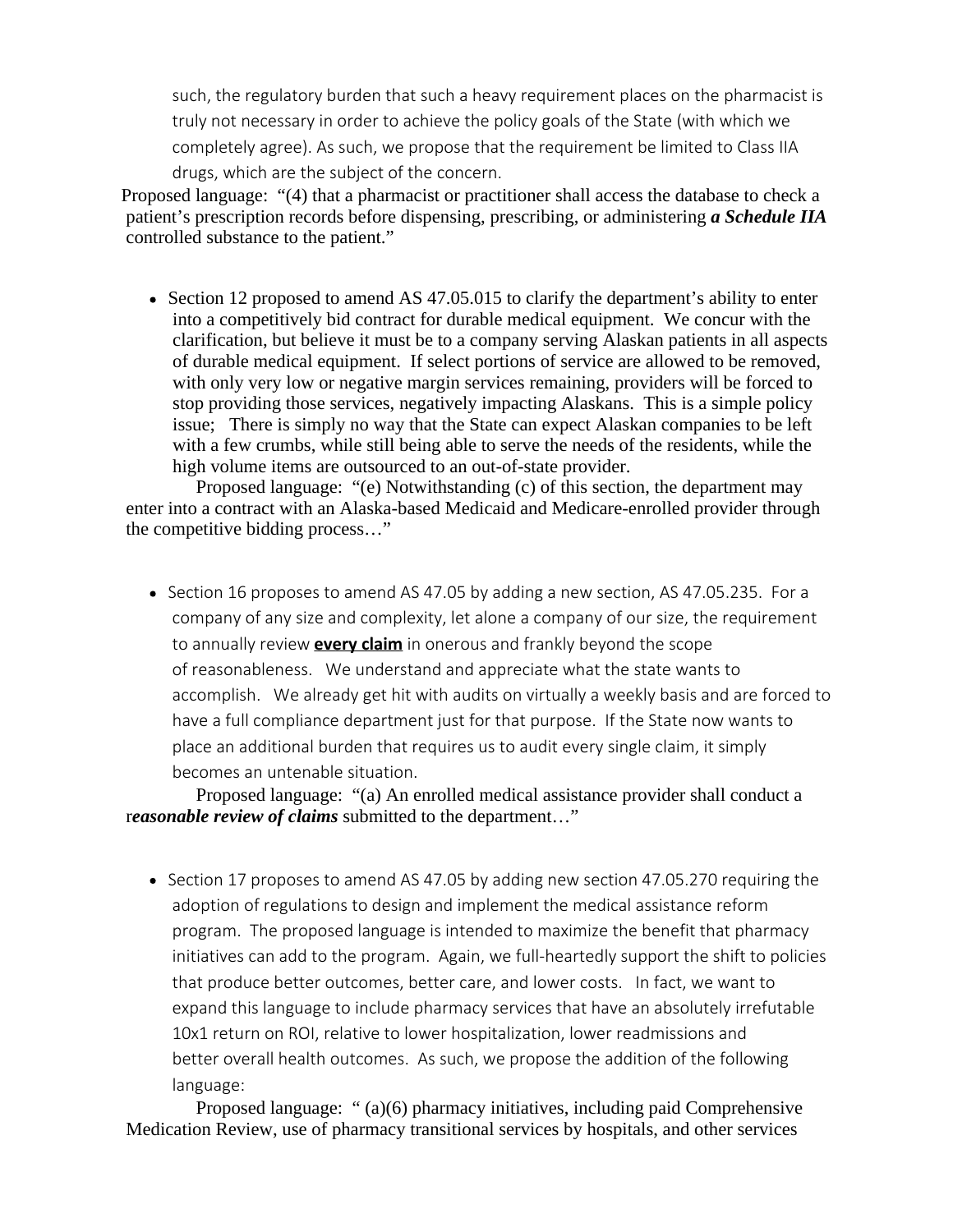such, the regulatory burden that such a heavy requirement places on the pharmacist is truly not necessary in order to achieve the policy goals of the State (with which we completely agree). As such, we propose that the requirement be limited to Class IIA drugs, which are the subject of the concern.

Proposed language: "(4) that a pharmacist or practitioner shall access the database to check a patient's prescription records before dispensing, prescribing, or administering ***a Schedule IIA*** controlled substance to the patient."

- Section 12 proposed to amend AS 47.05.015 to clarify the department's ability to enter into a competitively bid contract for durable medical equipment. We concur with the clarification, but believe it must be to a company serving Alaskan patients in all aspects of durable medical equipment. If select portions of service are allowed to be removed, with only very low or negative margin services remaining, providers will be forced to stop providing those services, negatively impacting Alaskans. This is a simple policy issue; There is simply no way that the State can expect Alaskan companies to be left with a few crumbs, while still being able to serve the needs of the residents, while the high volume items are outsourced to an out-of-state provider.

Proposed language: "(e) Notwithstanding (c) of this section, the department may enter into a contract with an Alaska-based Medicaid and Medicare-enrolled provider through the competitive bidding process…"

- Section 16 proposes to amend AS 47.05 by adding a new section, AS 47.05.235. For a company of any size and complexity, let alone a company of our size, the requirement to annually review **every claim** in onerous and frankly beyond the scope of reasonableness. We understand and appreciate what the state wants to accomplish. We already get hit with audits on virtually a weekly basis and are forced to have a full compliance department just for that purpose. If the State now wants to place an additional burden that requires us to audit every single claim, it simply becomes an untenable situation.

Proposed language: "(a) An enrolled medical assistance provider shall conduct a r***easonable review of claims*** submitted to the department…"

- Section 17 proposes to amend AS 47.05 by adding new section 47.05.270 requiring the adoption of regulations to design and implement the medical assistance reform program. The proposed language is intended to maximize the benefit that pharmacy initiatives can add to the program. Again, we full-heartedly support the shift to policies that produce better outcomes, better care, and lower costs. In fact, we want to expand this language to include pharmacy services that have an absolutely irrefutable 10x1 return on ROI, relative to lower hospitalization, lower readmissions and better overall health outcomes. As such, we propose the addition of the following language:

Proposed language: " (a)(6) pharmacy initiatives, including paid Comprehensive Medication Review, use of pharmacy transitional services by hospitals, and other services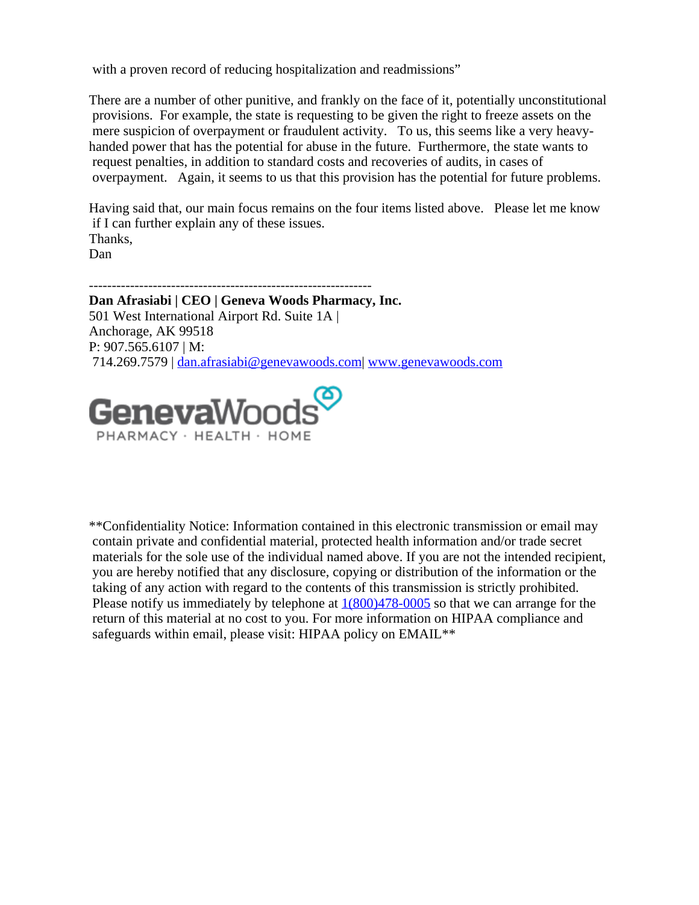with a proven record of reducing hospitalization and readmissions"

There are a number of other punitive, and frankly on the face of it, potentially unconstitutional provisions. For example, the state is requesting to be given the right to freeze assets on the mere suspicion of overpayment or fraudulent activity. To us, this seems like a very heavy-handed power that has the potential for abuse in the future. Furthermore, the state wants to request penalties, in addition to standard costs and recoveries of audits, in cases of overpayment. Again, it seems to us that this provision has the potential for future problems.

Having said that, our main focus remains on the four items listed above. Please let me know if I can further explain any of these issues.

Thanks,

Dan

---------------------------------------------------------------

**Dan Afrasiabi | CEO | Geneva Woods Pharmacy, Inc.**

501 West International Airport Rd. Suite 1A |

Anchorage, AK 99518

P: 907.565.6107 | M: 714.269.7579 | dan.afrasiabi@genevawoods.com| www.genevawoods.com

GenevaWoods

PHARMACY · HEALTH · HOME

**Confidentiality Notice: Information contained in this electronic transmission or email may contain private and confidential material, protected health information and/or trade secret materials for the sole use of the individual named above. If you are not the intended recipient, you are hereby notified that any disclosure, copying or distribution of the information or the taking of any action with regard to the contents of this transmission is strictly prohibited. Please notify us immediately by telephone at 1(800)478-0005 so that we can arrange for the return of this material at no cost to you. For more information on HIPAA compliance and safeguards within email, please visit: HIPAA policy on EMAIL**